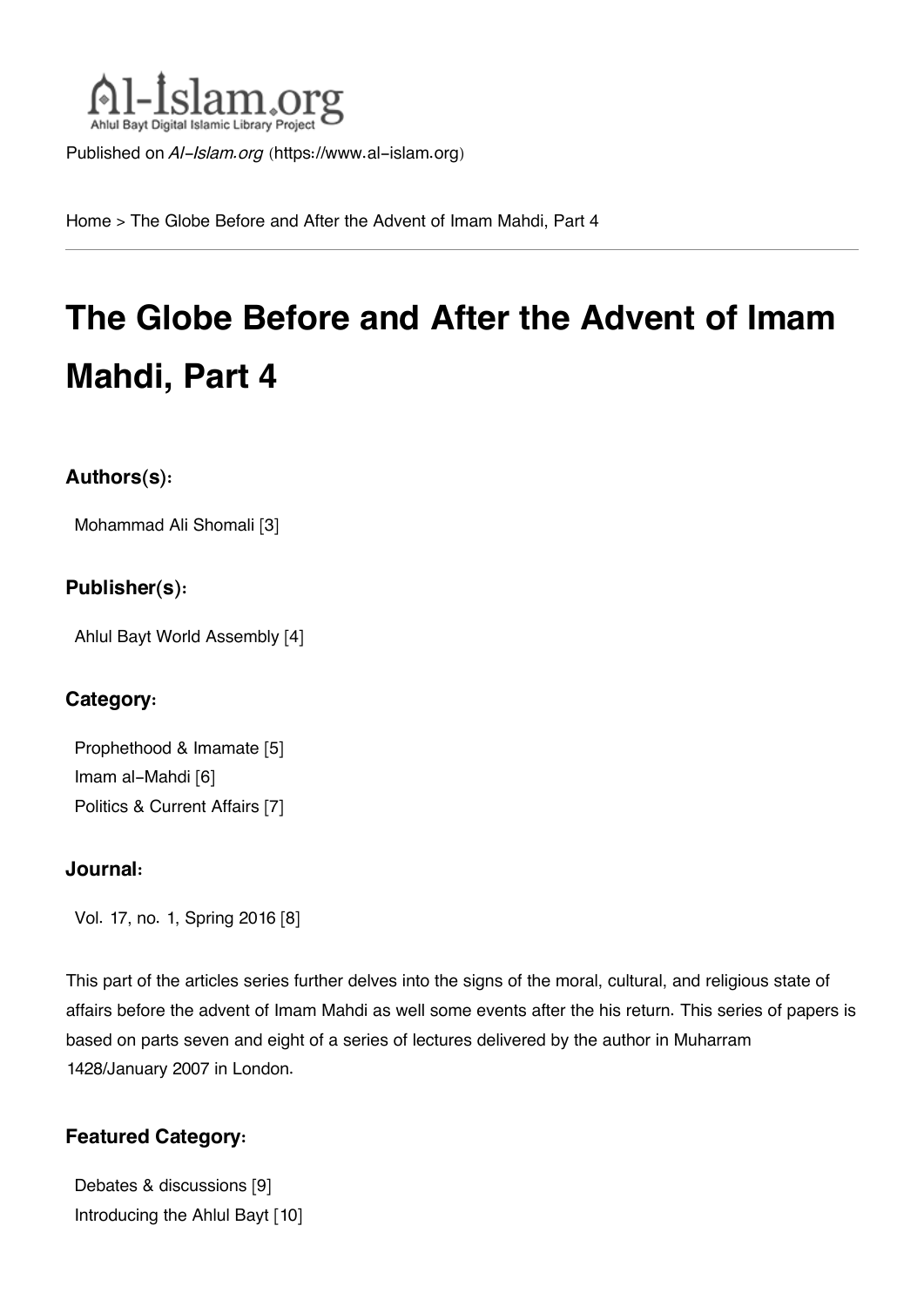Published on *Al-Islam.org* (https://www.al-islam.org)

Home > The Globe Before and After the Advent of Imam Mahdi, Part 4

# The Globe Before and After the Advent of Imam Mahdi, Part 4

### Authors(s):

Mohammad Ali Shomali [3]

### Publisher(s):

Ahlul Bayt World Assembly [4]

### Category:

Prophethood & Imamate [5]
Imam al-Mahdi [6]
Politics & Current Affairs [7]

### Journal:

Vol. 17, no. 1, Spring 2016 [8]

This part of the articles series further delves into the signs of the moral, cultural, and religious state of affairs before the advent of Imam Mahdi as well some events after the his return. This series of papers is based on parts seven and eight of a series of lectures delivered by the author in Muharram 1428/January 2007 in London.

### Featured Category:

Debates & discussions [9]
Introducing the Ahlul Bayt [10]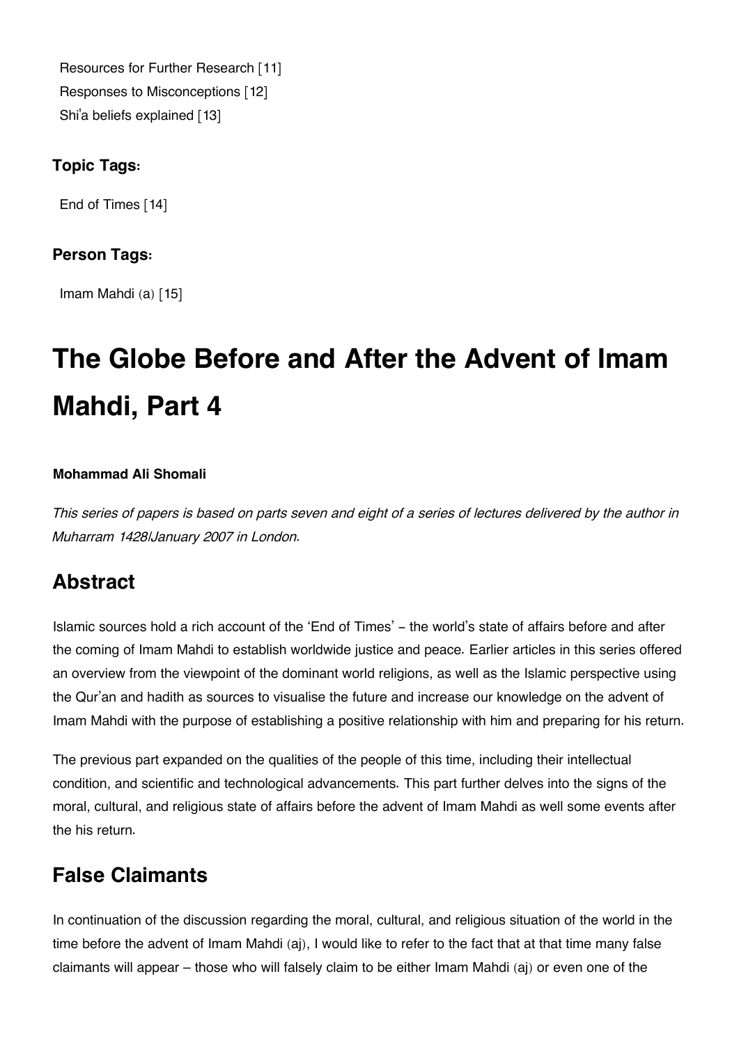Resources for Further Research [11]
Responses to Misconceptions [12]
Shi'a beliefs explained [13]

### Topic Tags:

End of Times [14]

### Person Tags:

Imam Mahdi (a) [15]

# The Globe Before and After the Advent of Imam Mahdi, Part 4

**Mohammad Ali Shomali**

*This series of papers is based on parts seven and eight of a series of lectures delivered by the author in Muharram 1428/January 2007 in London.*

## Abstract

Islamic sources hold a rich account of the 'End of Times' – the world's state of affairs before and after the coming of Imam Mahdi to establish worldwide justice and peace. Earlier articles in this series offered an overview from the viewpoint of the dominant world religions, as well as the Islamic perspective using the Qur'an and hadith as sources to visualise the future and increase our knowledge on the advent of Imam Mahdi with the purpose of establishing a positive relationship with him and preparing for his return.

The previous part expanded on the qualities of the people of this time, including their intellectual condition, and scientific and technological advancements. This part further delves into the signs of the moral, cultural, and religious state of affairs before the advent of Imam Mahdi as well some events after the his return.

## False Claimants

In continuation of the discussion regarding the moral, cultural, and religious situation of the world in the time before the advent of Imam Mahdi (aj), I would like to refer to the fact that at that time many false claimants will appear – those who will falsely claim to be either Imam Mahdi (aj) or even one of the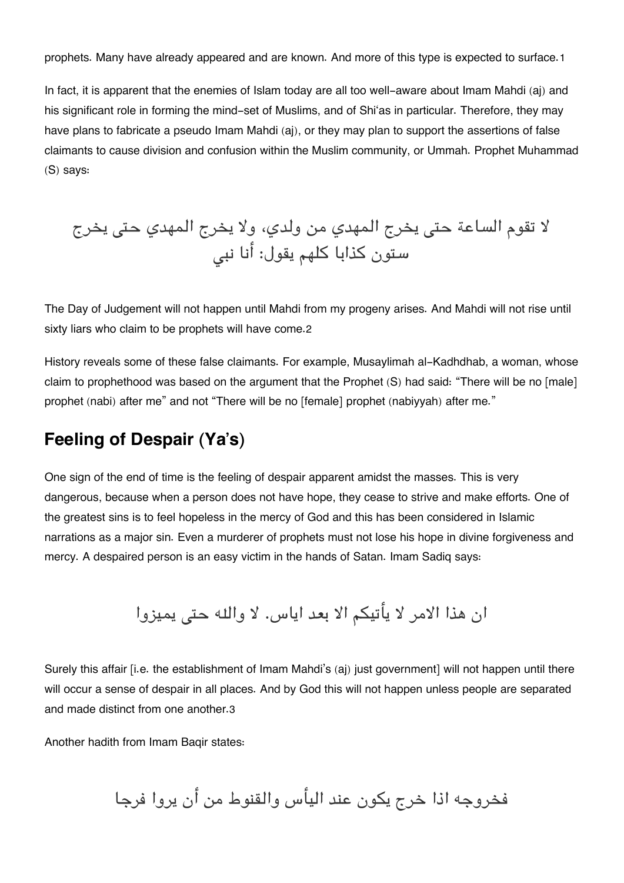prophets. Many have already appeared and are known. And more of this type is expected to surface.[1]

In fact, it is apparent that the enemies of Islam today are all too well-aware about Imam Mahdi (aj) and his significant role in forming the mind-set of Muslims, and of Shi'as in particular. Therefore, they may have plans to fabricate a pseudo Imam Mahdi (aj), or they may plan to support the assertions of false claimants to cause division and confusion within the Muslim community, or Ummah. Prophet Muhammad (S) says:

لا تقوم الساعة حتى يخرج المهدي من ولدي، ولا يخرج المهدي حتى يخرج ستون كذابا كلهم يقول: أنا نبي

The Day of Judgement will not happen until Mahdi from my progeny arises. And Mahdi will not rise until sixty liars who claim to be prophets will have come.[2]

History reveals some of these false claimants. For example, Musaylimah al-Kadhdhab, a woman, whose claim to prophethood was based on the argument that the Prophet (S) had said: "There will be no [male] prophet (nabi) after me" and not "There will be no [female] prophet (nabiyyah) after me."

## Feeling of Despair (Ya's)

One sign of the end of time is the feeling of despair apparent amidst the masses. This is very dangerous, because when a person does not have hope, they cease to strive and make efforts. One of the greatest sins is to feel hopeless in the mercy of God and this has been considered in Islamic narrations as a major sin. Even a murderer of prophets must not lose his hope in divine forgiveness and mercy. A despaired person is an easy victim in the hands of Satan. Imam Sadiq says:

ان هذا الامر لا يأتيكم الا بعد اياس. لا والله حتى يميزوا

Surely this affair [i.e. the establishment of Imam Mahdi's (aj) just government] will not happen until there will occur a sense of despair in all places. And by God this will not happen unless people are separated and made distinct from one another.[3]

Another hadith from Imam Baqir states:

فخروجه اذا خرج يكون عند اليأس والقنوط من أن يروا فرجا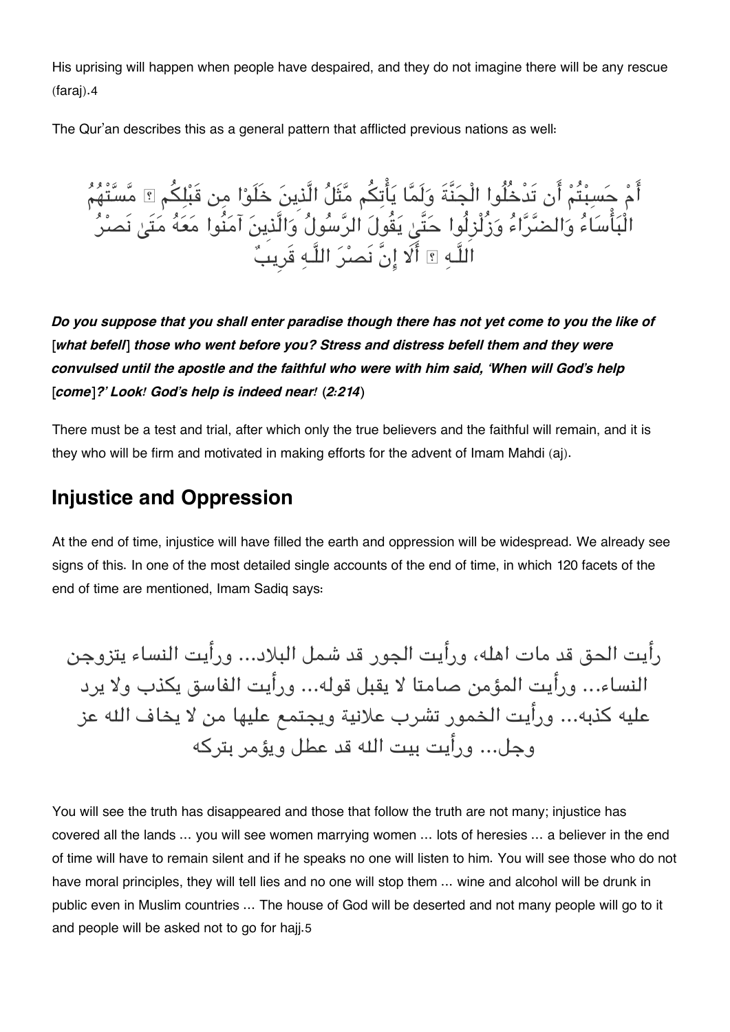His uprising will happen when people have despaired, and they do not imagine there will be any rescue (faraj).[4]

The Qur'an describes this as a general pattern that afflicted previous nations as well:

أَمْ حَسِبْتُمْ أَن تَدْخُلُوا الْجَنَّةَ وَلَمَّا يَأْتِكُم مَّثَلُ الَّذِينَ خَلَوْا مِن قَبْلِكُم ۖ مَّسَّتْهُمُ الْبَأْسَاءُ وَالضَّرَّاءُ وَزُلْزِلُوا حَتَّىٰ يَقُولَ الرَّسُولُ وَالَّذِينَ آمَنُوا مَعَهُ مَتَىٰ نَصْرُ اللَّهِ ۗ أَلَا إِنَّ نَصْرَ اللَّهِ قَرِيبٌ

***Do you suppose that you shall enter paradise though there has not yet come to you the like of [what befell] those who went before you? Stress and distress befell them and they were convulsed until the apostle and the faithful who were with him said, 'When will God's help [come]?' Look! God's help is indeed near! (2:214)***

There must be a test and trial, after which only the true believers and the faithful will remain, and it is they who will be firm and motivated in making efforts for the advent of Imam Mahdi (aj).

## Injustice and Oppression

At the end of time, injustice will have filled the earth and oppression will be widespread. We already see signs of this. In one of the most detailed single accounts of the end of time, in which 120 facets of the end of time are mentioned, Imam Sadiq says:

رأيت الحق قد مات اهله، ورأيت الجور قد شمل البلاد... ورأيت النساء يتزوجن النساء... ورأيت المؤمن صامتا لا يقبل قوله... ورأيت الفاسق يكذب ولا يرد عليه كذبه... ورأيت الخمور تشرب علانية ويجتمع عليها من لا يخاف الله عز وجل... ورأيت بيت الله قد عطل ويؤمر بتركه

You will see the truth has disappeared and those that follow the truth are not many; injustice has covered all the lands ... you will see women marrying women ... lots of heresies ... a believer in the end of time will have to remain silent and if he speaks no one will listen to him. You will see those who do not have moral principles, they will tell lies and no one will stop them ... wine and alcohol will be drunk in public even in Muslim countries ... The house of God will be deserted and not many people will go to it and people will be asked not to go for hajj.[5]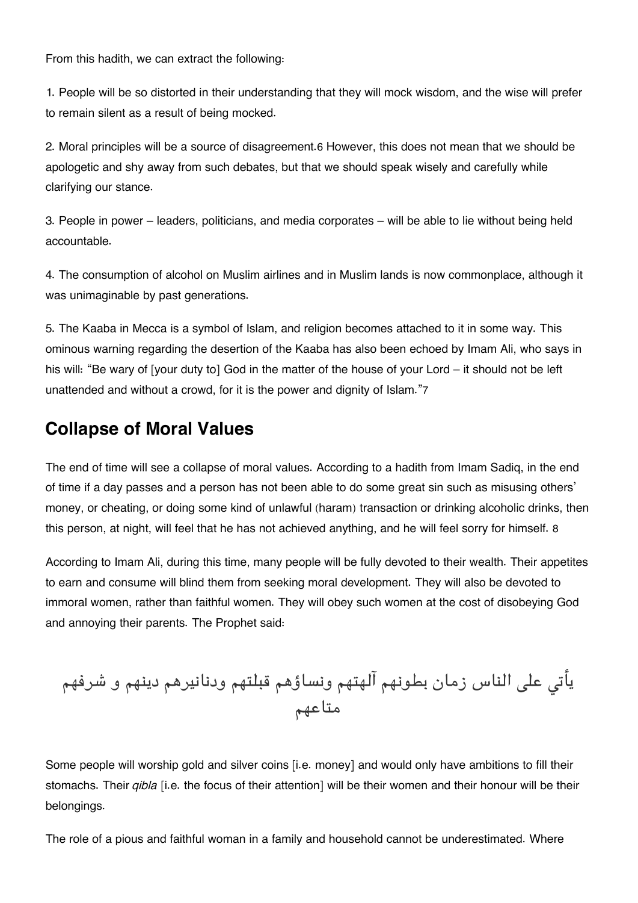From this hadith, we can extract the following:

1. People will be so distorted in their understanding that they will mock wisdom, and the wise will prefer to remain silent as a result of being mocked.

2. Moral principles will be a source of disagreement.[6] However, this does not mean that we should be apologetic and shy away from such debates, but that we should speak wisely and carefully while clarifying our stance.

3. People in power – leaders, politicians, and media corporates – will be able to lie without being held accountable.

4. The consumption of alcohol on Muslim airlines and in Muslim lands is now commonplace, although it was unimaginable by past generations.

5. The Kaaba in Mecca is a symbol of Islam, and religion becomes attached to it in some way. This ominous warning regarding the desertion of the Kaaba has also been echoed by Imam Ali, who says in his will: "Be wary of [your duty to] God in the matter of the house of your Lord – it should not be left unattended and without a crowd, for it is the power and dignity of Islam."[7]

## Collapse of Moral Values

The end of time will see a collapse of moral values. According to a hadith from Imam Sadiq, in the end of time if a day passes and a person has not been able to do some great sin such as misusing others' money, or cheating, or doing some kind of unlawful (haram) transaction or drinking alcoholic drinks, then this person, at night, will feel that he has not achieved anything, and he will feel sorry for himself. [8]

According to Imam Ali, during this time, many people will be fully devoted to their wealth. Their appetites to earn and consume will blind them from seeking moral development. They will also be devoted to immoral women, rather than faithful women. They will obey such women at the cost of disobeying God and annoying their parents. The Prophet said:

يأتي على الناس زمان بطونهم آلهتهم ونساؤهم قبلتهم ودنانيرهم دينهم و شرفهم متاعهم

Some people will worship gold and silver coins [i.e. money] and would only have ambitions to fill their stomachs. Their *qibla* [i.e. the focus of their attention] will be their women and their honour will be their belongings.

The role of a pious and faithful woman in a family and household cannot be underestimated. Where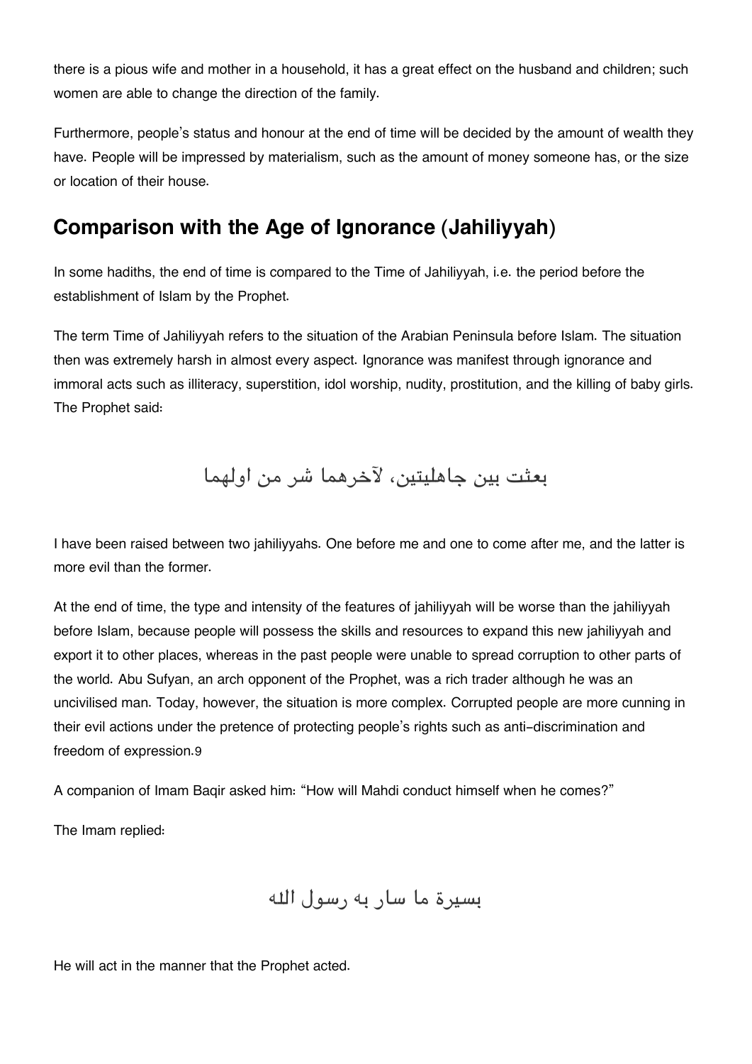there is a pious wife and mother in a household, it has a great effect on the husband and children; such women are able to change the direction of the family.

Furthermore, people's status and honour at the end of time will be decided by the amount of wealth they have. People will be impressed by materialism, such as the amount of money someone has, or the size or location of their house.

## Comparison with the Age of Ignorance (Jahiliyyah)

In some hadiths, the end of time is compared to the Time of Jahiliyyah, i.e. the period before the establishment of Islam by the Prophet.

The term Time of Jahiliyyah refers to the situation of the Arabian Peninsula before Islam. The situation then was extremely harsh in almost every aspect. Ignorance was manifest through ignorance and immoral acts such as illiteracy, superstition, idol worship, nudity, prostitution, and the killing of baby girls. The Prophet said:

بعثت بين جاهليتين، لآخرهما شر من اولهما

I have been raised between two jahiliyyahs. One before me and one to come after me, and the latter is more evil than the former.

At the end of time, the type and intensity of the features of jahiliyyah will be worse than the jahiliyyah before Islam, because people will possess the skills and resources to expand this new jahiliyyah and export it to other places, whereas in the past people were unable to spread corruption to other parts of the world. Abu Sufyan, an arch opponent of the Prophet, was a rich trader although he was an uncivilised man. Today, however, the situation is more complex. Corrupted people are more cunning in their evil actions under the pretence of protecting people's rights such as anti-discrimination and freedom of expression.[9]

A companion of Imam Baqir asked him: "How will Mahdi conduct himself when he comes?"

The Imam replied:

بسيرة ما سار به رسول الله

He will act in the manner that the Prophet acted.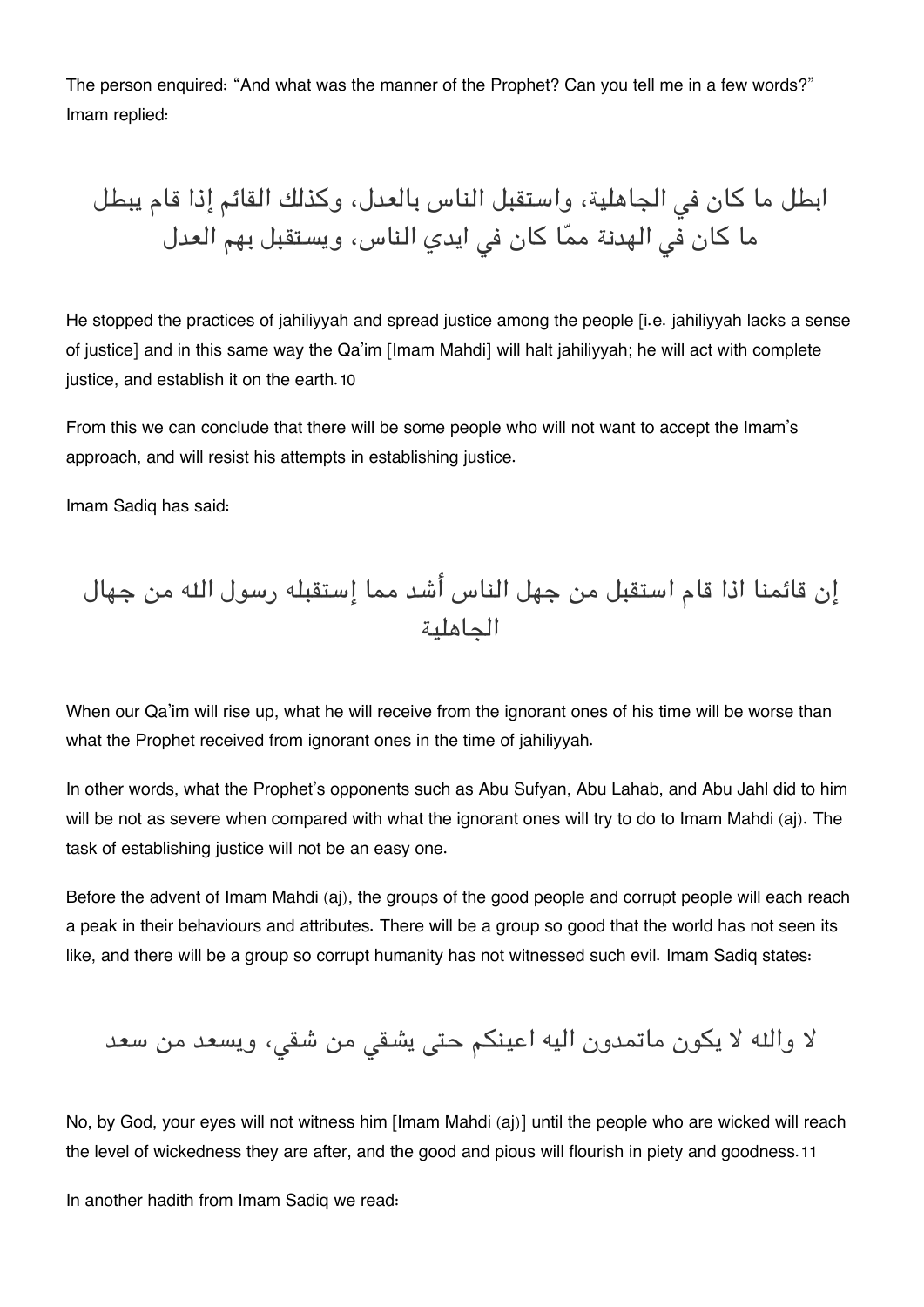The person enquired: "And what was the manner of the Prophet? Can you tell me in a few words?" Imam replied:

ابطل ما كان في الجاهلية، واستقبل الناس بالعدل، وكذلك القائم إذا قام يبطل ما كان في الهدنة ممّا كان في ايدي الناس، ويستقبل بهم العدل

He stopped the practices of jahiliyyah and spread justice among the people [i.e. jahiliyyah lacks a sense of justice] and in this same way the Qa'im [Imam Mahdi] will halt jahiliyyah; he will act with complete justice, and establish it on the earth.[10]

From this we can conclude that there will be some people who will not want to accept the Imam's approach, and will resist his attempts in establishing justice.

Imam Sadiq has said:

إن قائمنا اذا قام استقبل من جهل الناس أشد مما إستقبله رسول الله من جهال الجاهلية

When our Qa'im will rise up, what he will receive from the ignorant ones of his time will be worse than what the Prophet received from ignorant ones in the time of jahiliyyah.

In other words, what the Prophet's opponents such as Abu Sufyan, Abu Lahab, and Abu Jahl did to him will be not as severe when compared with what the ignorant ones will try to do to Imam Mahdi (aj). The task of establishing justice will not be an easy one.

Before the advent of Imam Mahdi (aj), the groups of the good people and corrupt people will each reach a peak in their behaviours and attributes. There will be a group so good that the world has not seen its like, and there will be a group so corrupt humanity has not witnessed such evil. Imam Sadiq states:

لا والله لا يكون ماتمدون اليه اعينكم حتى يشقي من شقي، ويسعد من سعد

No, by God, your eyes will not witness him [Imam Mahdi (aj)] until the people who are wicked will reach the level of wickedness they are after, and the good and pious will flourish in piety and goodness.[11]

In another hadith from Imam Sadiq we read: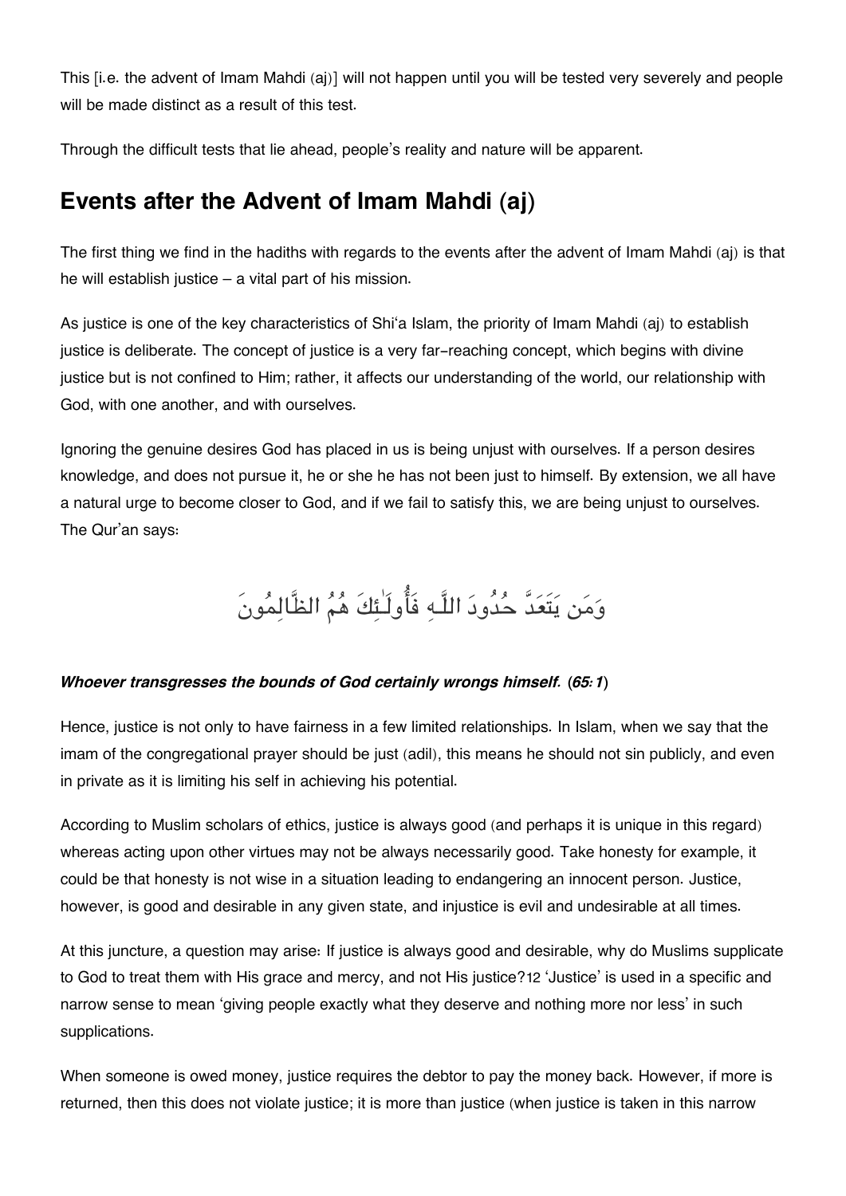This [i.e. the advent of Imam Mahdi (aj)] will not happen until you will be tested very severely and people will be made distinct as a result of this test.

Through the difficult tests that lie ahead, people's reality and nature will be apparent.

## Events after the Advent of Imam Mahdi (aj)

The first thing we find in the hadiths with regards to the events after the advent of Imam Mahdi (aj) is that he will establish justice – a vital part of his mission.

As justice is one of the key characteristics of Shi'a Islam, the priority of Imam Mahdi (aj) to establish justice is deliberate. The concept of justice is a very far-reaching concept, which begins with divine justice but is not confined to Him; rather, it affects our understanding of the world, our relationship with God, with one another, and with ourselves.

Ignoring the genuine desires God has placed in us is being unjust with ourselves. If a person desires knowledge, and does not pursue it, he or she he has not been just to himself. By extension, we all have a natural urge to become closer to God, and if we fail to satisfy this, we are being unjust to ourselves. The Qur'an says:

وَمَن يَتَعَدَّ حُدُودَ اللَّـهِ فَأُولَـٰئِكَ هُمُ الظَّالِمُونَ

***Whoever transgresses the bounds of God certainly wrongs himself.* (*65:1*)**

Hence, justice is not only to have fairness in a few limited relationships. In Islam, when we say that the imam of the congregational prayer should be just (adil), this means he should not sin publicly, and even in private as it is limiting his self in achieving his potential.

According to Muslim scholars of ethics, justice is always good (and perhaps it is unique in this regard) whereas acting upon other virtues may not be always necessarily good. Take honesty for example, it could be that honesty is not wise in a situation leading to endangering an innocent person. Justice, however, is good and desirable in any given state, and injustice is evil and undesirable at all times.

At this juncture, a question may arise: If justice is always good and desirable, why do Muslims supplicate to God to treat them with His grace and mercy, and not His justice?[12] 'Justice' is used in a specific and narrow sense to mean 'giving people exactly what they deserve and nothing more nor less' in such supplications.

When someone is owed money, justice requires the debtor to pay the money back. However, if more is returned, then this does not violate justice; it is more than justice (when justice is taken in this narrow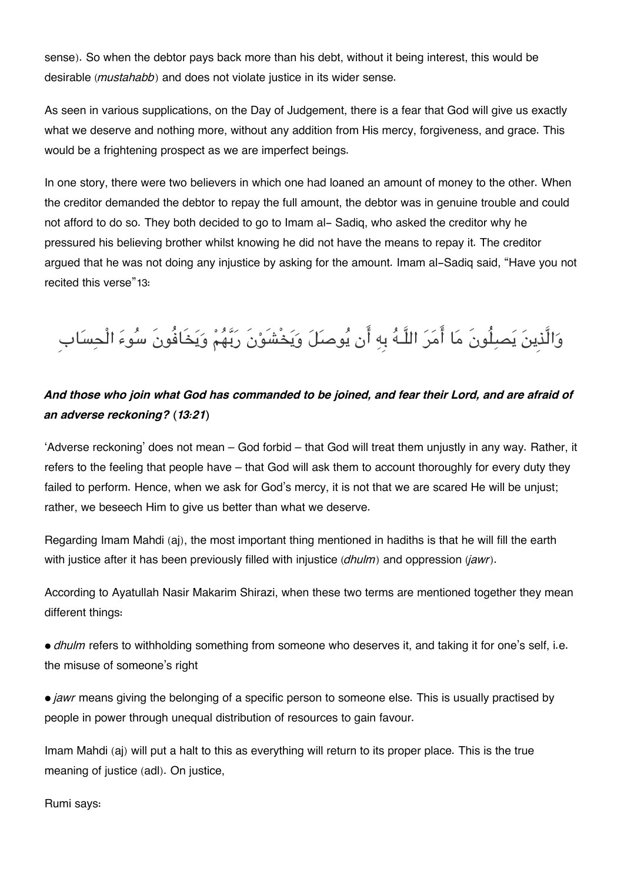sense). So when the debtor pays back more than his debt, without it being interest, this would be desirable (*mustahabb*) and does not violate justice in its wider sense.

As seen in various supplications, on the Day of Judgement, there is a fear that God will give us exactly what we deserve and nothing more, without any addition from His mercy, forgiveness, and grace. This would be a frightening prospect as we are imperfect beings.

In one story, there were two believers in which one had loaned an amount of money to the other. When the creditor demanded the debtor to repay the full amount, the debtor was in genuine trouble and could not afford to do so. They both decided to go to Imam al- Sadiq, who asked the creditor why he pressured his believing brother whilst knowing he did not have the means to repay it. The creditor argued that he was not doing any injustice by asking for the amount. Imam al-Sadiq said, "Have you not recited this verse"13:

وَالَّذِينَ يَصِلُونَ مَا أَمَرَ اللَّـهُ بِهِ أَن يُوصَلَ وَيَخْشَوْنَ رَبَّهُمْ وَيَخَافُونَ سُوءَ الْحِسَابِ

***And those who join what God has commanded to be joined, and fear their Lord, and are afraid of an adverse reckoning? (13:21)***

'Adverse reckoning' does not mean – God forbid – that God will treat them unjustly in any way. Rather, it refers to the feeling that people have – that God will ask them to account thoroughly for every duty they failed to perform. Hence, when we ask for God's mercy, it is not that we are scared He will be unjust; rather, we beseech Him to give us better than what we deserve.

Regarding Imam Mahdi (aj), the most important thing mentioned in hadiths is that he will fill the earth with justice after it has been previously filled with injustice (*dhulm*) and oppression (*jawr*).

According to Ayatullah Nasir Makarim Shirazi, when these two terms are mentioned together they mean different things:

- *dhulm* refers to withholding something from someone who deserves it, and taking it for one's self, i.e. the misuse of someone's right
- *jawr* means giving the belonging of a specific person to someone else. This is usually practised by people in power through unequal distribution of resources to gain favour.

Imam Mahdi (aj) will put a halt to this as everything will return to its proper place. This is the true meaning of justice (adl). On justice,

Rumi says: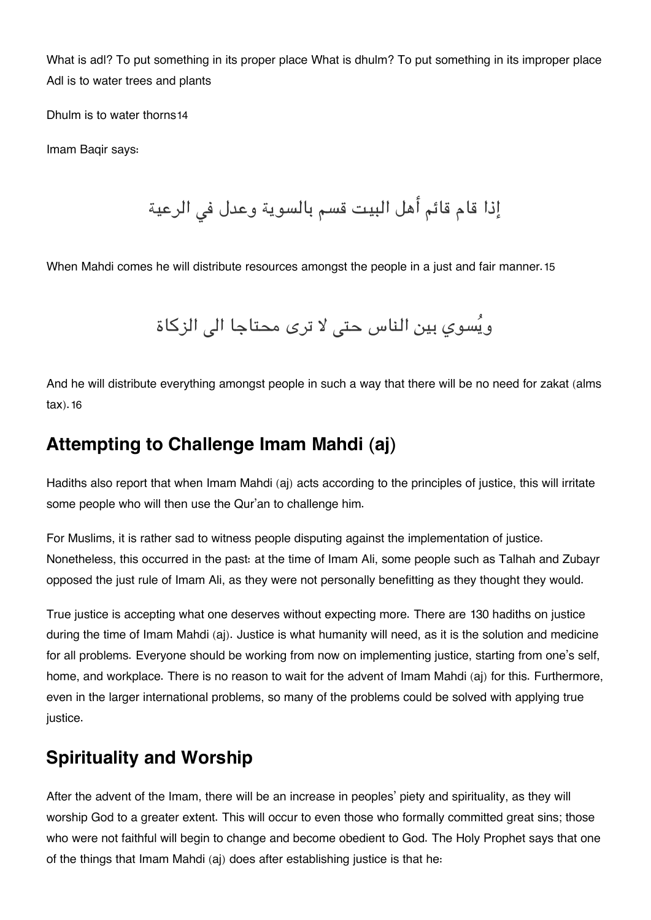What is adl? To put something in its proper place What is dhulm? To put something in its improper place Adl is to water trees and plants

Dhulm is to water thorns[14]

Imam Baqir says:

إذا قام قائم أهل البيت قسم بالسوية وعدل في الرعية

When Mahdi comes he will distribute resources amongst the people in a just and fair manner.[15]

ويُسوي بين الناس حتى لا ترى محتاجا الى الزكاة

And he will distribute everything amongst people in such a way that there will be no need for zakat (alms tax).[16]

## Attempting to Challenge Imam Mahdi (aj)

Hadiths also report that when Imam Mahdi (aj) acts according to the principles of justice, this will irritate some people who will then use the Qur'an to challenge him.

For Muslims, it is rather sad to witness people disputing against the implementation of justice. Nonetheless, this occurred in the past: at the time of Imam Ali, some people such as Talhah and Zubayr opposed the just rule of Imam Ali, as they were not personally benefitting as they thought they would.

True justice is accepting what one deserves without expecting more. There are 130 hadiths on justice during the time of Imam Mahdi (aj). Justice is what humanity will need, as it is the solution and medicine for all problems. Everyone should be working from now on implementing justice, starting from one's self, home, and workplace. There is no reason to wait for the advent of Imam Mahdi (aj) for this. Furthermore, even in the larger international problems, so many of the problems could be solved with applying true justice.

## Spirituality and Worship

After the advent of the Imam, there will be an increase in peoples' piety and spirituality, as they will worship God to a greater extent. This will occur to even those who formally committed great sins; those who were not faithful will begin to change and become obedient to God. The Holy Prophet says that one of the things that Imam Mahdi (aj) does after establishing justice is that he: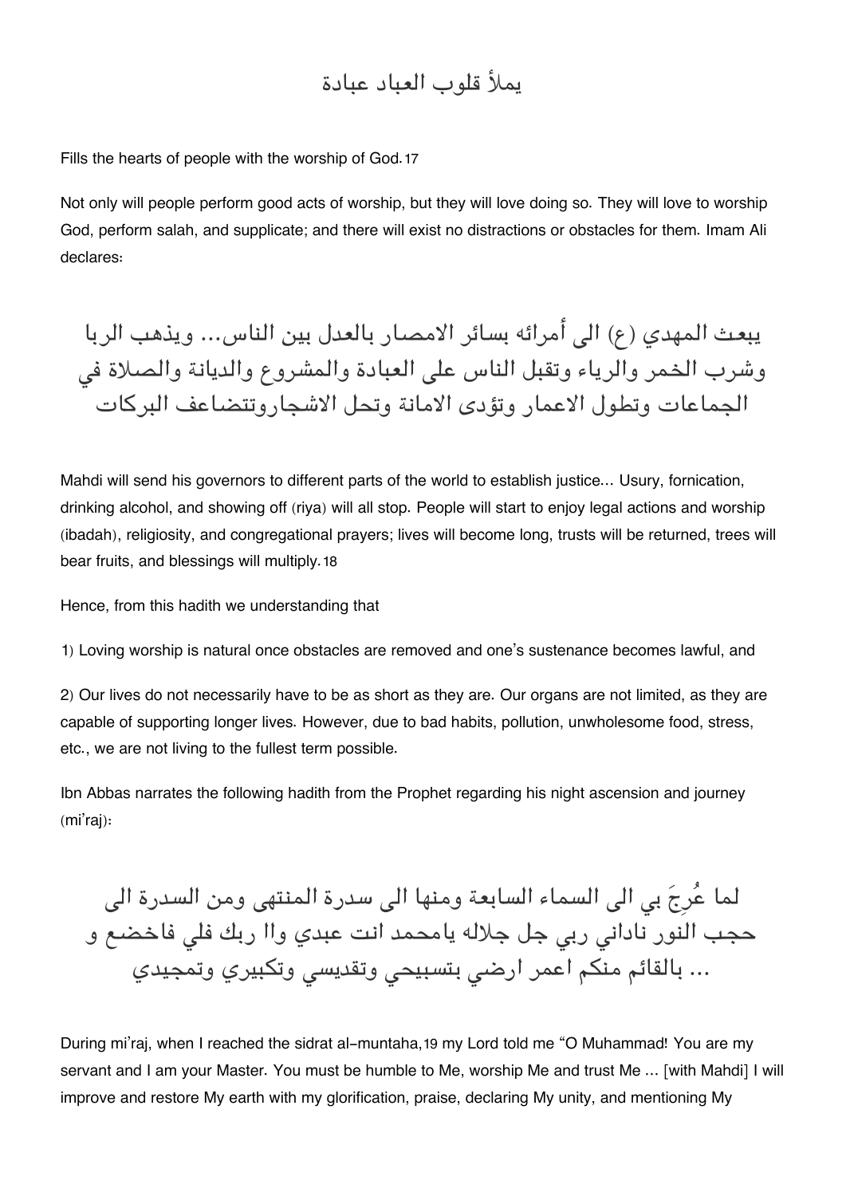يملأ قلوب العباد عبادة

Fills the hearts of people with the worship of God.[17]

Not only will people perform good acts of worship, but they will love doing so. They will love to worship God, perform salah, and supplicate; and there will exist no distractions or obstacles for them. Imam Ali declares:

يبعث المهدي (ع) الى أمرائه بسائر الامصار بالعدل بين الناس... ويذهب الربا وشرب الخمر والرياء وتقبل الناس على العبادة والمشروع والديانة والصلاة في الجماعات وتطول الاعمار وتؤدى الامانة وتحل الاشجاروتتضاعف البركات

Mahdi will send his governors to different parts of the world to establish justice... Usury, fornication, drinking alcohol, and showing off (riya) will all stop. People will start to enjoy legal actions and worship (ibadah), religiosity, and congregational prayers; lives will become long, trusts will be returned, trees will bear fruits, and blessings will multiply.[18]

Hence, from this hadith we understanding that

1) Loving worship is natural once obstacles are removed and one's sustenance becomes lawful, and

2) Our lives do not necessarily have to be as short as they are. Our organs are not limited, as they are capable of supporting longer lives. However, due to bad habits, pollution, unwholesome food, stress, etc., we are not living to the fullest term possible.

Ibn Abbas narrates the following hadith from the Prophet regarding his night ascension and journey (mi'raj):

لما عُرِجَ بي الى السماء السابعة ومنها الى سدرة المنتهى ومن السدرة الى حجب النور ناداني ربي جل جلاله يامحمد انت عبدي واا ربك فلي فاخضع و ... بالقائم منكم اعمر ارضي بتسبيحي وتقديسي وتكبيري وتمجيدي

During mi'raj, when I reached the sidrat al-muntaha,[19] my Lord told me "O Muhammad! You are my servant and I am your Master. You must be humble to Me, worship Me and trust Me ... [with Mahdi] I will improve and restore My earth with my glorification, praise, declaring My unity, and mentioning My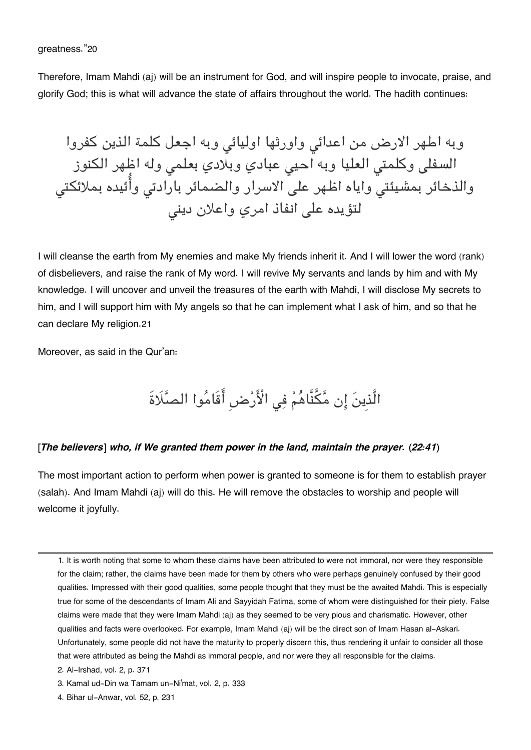greatness."[20]

Therefore, Imam Mahdi (aj) will be an instrument for God, and will inspire people to invocate, praise, and glorify God; this is what will advance the state of affairs throughout the world. The hadith continues:

وبه اطهر الارض من اعدائي واورثها اوليائي وبه اجعل كلمة الذين كفروا السفلى وكلمتي العليا وبه احيي عبادي وبلادي بعلمي وله اظهر الكنوز والذخائر بمشيئتي واياه اظهر على الاسرار والضمائر بارادتي وأُئيده بملائكتي لتؤيده على انفاذ امري واعلان ديني

I will cleanse the earth from My enemies and make My friends inherit it. And I will lower the word (rank) of disbelievers, and raise the rank of My word. I will revive My servants and lands by him and with My knowledge. I will uncover and unveil the treasures of the earth with Mahdi, I will disclose My secrets to him, and I will support him with My angels so that he can implement what I ask of him, and so that he can declare My religion.[21]

Moreover, as said in the Qur'an:

الَّذِينَ إِن مَّكَّنَّاهُمْ فِي الْأَرْضِ أَقَامُوا الصَّلَاةَ

[*The believers*] ***who, if We granted them power in the land, maintain the prayer.*** **(*22:41*)**

The most important action to perform when power is granted to someone is for them to establish prayer (salah). And Imam Mahdi (aj) will do this. He will remove the obstacles to worship and people will welcome it joyfully.

---

1. It is worth noting that some to whom these claims have been attributed to were not immoral, nor were they responsible for the claim; rather, the claims have been made for them by others who were perhaps genuinely confused by their good qualities. Impressed with their good qualities, some people thought that they must be the awaited Mahdi. This is especially true for some of the descendants of Imam Ali and Sayyidah Fatima, some of whom were distinguished for their piety. False claims were made that they were Imam Mahdi (aj) as they seemed to be very pious and charismatic. However, other qualities and facts were overlooked. For example, Imam Mahdi (aj) will be the direct son of Imam Hasan al-Askari. Unfortunately, some people did not have the maturity to properly discern this, thus rendering it unfair to consider all those that were attributed as being the Mahdi as immoral people, and nor were they all responsible for the claims.
2. Al-Irshad, vol. 2, p. 371
3. Kamal ud-Din wa Tamam un-Ni'mat, vol. 2, p. 333
4. Bihar ul-Anwar, vol. 52, p. 231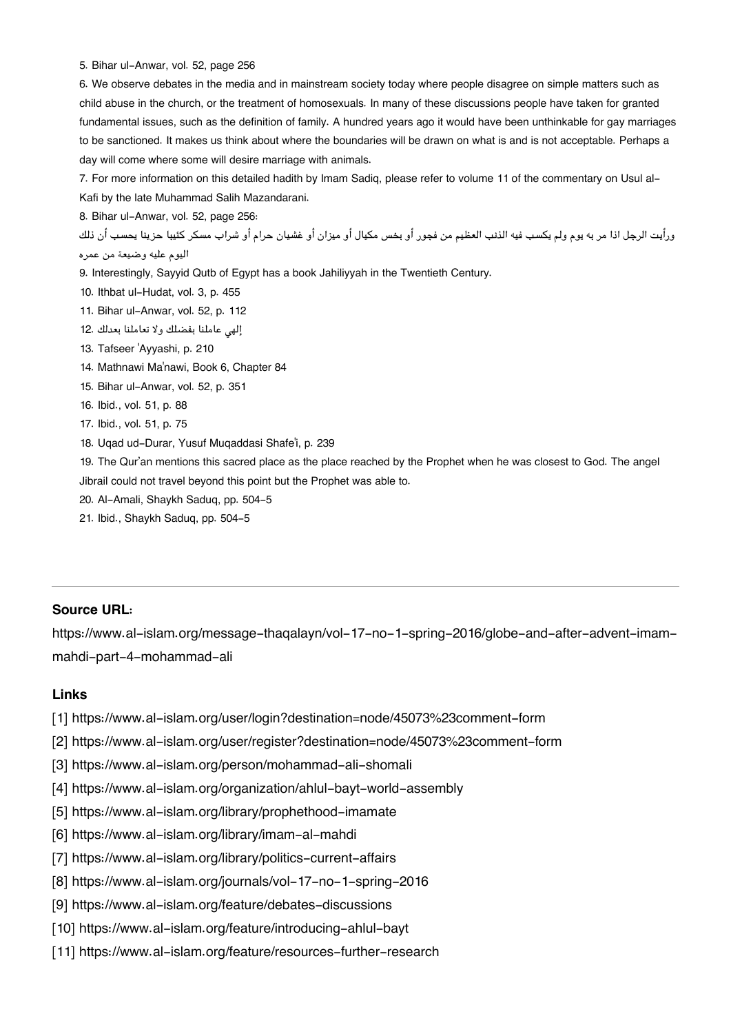5. Bihar ul-Anwar, vol. 52, page 256

6. We observe debates in the media and in mainstream society today where people disagree on simple matters such as child abuse in the church, or the treatment of homosexuals. In many of these discussions people have taken for granted fundamental issues, such as the definition of family. A hundred years ago it would have been unthinkable for gay marriages to be sanctioned. It makes us think about where the boundaries will be drawn on what is and is not acceptable. Perhaps a day will come where some will desire marriage with animals.

7. For more information on this detailed hadith by Imam Sadiq, please refer to volume 11 of the commentary on Usul al-Kafi by the late Muhammad Salih Mazandarani.

8. Bihar ul-Anwar, vol. 52, page 256:

ورأيت الرجل اذا مر به يوم ولم يكسب فيه الذنب العظيم من فجور أو بخس مكيال أو ميزان أو غشيان حرام أو شراب مسكر كئيبا حزينا يحسب أن ذلك اليوم عليه وضيعة من عمره

9. Interestingly, Sayyid Qutb of Egypt has a book Jahiliyyah in the Twentieth Century.

10. Ithbat ul-Hudat, vol. 3, p. 455

11. Bihar ul-Anwar, vol. 52, p. 112

12. إلهي عاملنا بفضلك ولا تعاملنا بعدلك

13. Tafseer 'Ayyashi, p. 210

14. Mathnawi Ma'nawi, Book 6, Chapter 84

15. Bihar ul-Anwar, vol. 52, p. 351

16. Ibid., vol. 51, p. 88

17. Ibid., vol. 51, p. 75

18. Uqad ud-Durar, Yusuf Muqaddasi Shafe'i, p. 239

19. The Qur'an mentions this sacred place as the place reached by the Prophet when he was closest to God. The angel Jibrail could not travel beyond this point but the Prophet was able to.

20. Al-Amali, Shaykh Saduq, pp. 504-5

21. Ibid., Shaykh Saduq, pp. 504-5

---

**Source URL:**
https://www.al-islam.org/message-thaqalayn/vol-17-no-1-spring-2016/globe-and-after-advent-imam-mahdi-part-4-mohammad-ali

**Links**

[1] https://www.al-islam.org/user/login?destination=node/45073%23comment-form
[2] https://www.al-islam.org/user/register?destination=node/45073%23comment-form
[3] https://www.al-islam.org/person/mohammad-ali-shomali
[4] https://www.al-islam.org/organization/ahlul-bayt-world-assembly
[5] https://www.al-islam.org/library/prophethood-imamate
[6] https://www.al-islam.org/library/imam-al-mahdi
[7] https://www.al-islam.org/library/politics-current-affairs
[8] https://www.al-islam.org/journals/vol-17-no-1-spring-2016
[9] https://www.al-islam.org/feature/debates-discussions
[10] https://www.al-islam.org/feature/introducing-ahlul-bayt
[11] https://www.al-islam.org/feature/resources-further-research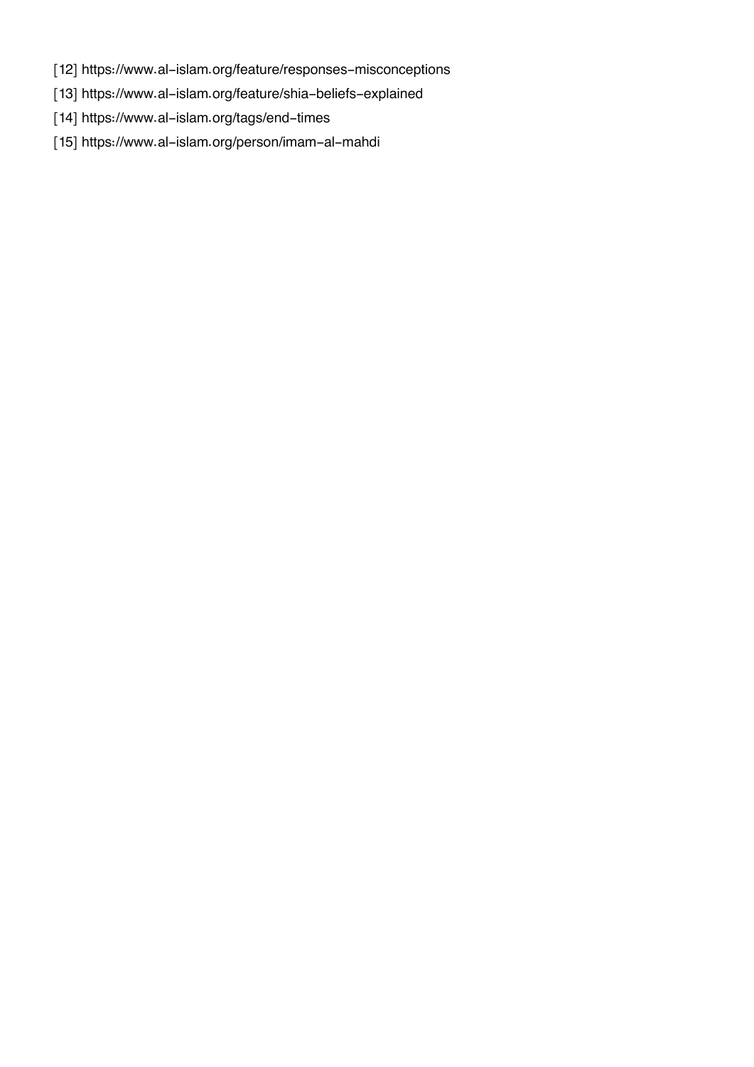[12] https://www.al-islam.org/feature/responses-misconceptions

[13] https://www.al-islam.org/feature/shia-beliefs-explained

[14] https://www.al-islam.org/tags/end-times

[15] https://www.al-islam.org/person/imam-al-mahdi